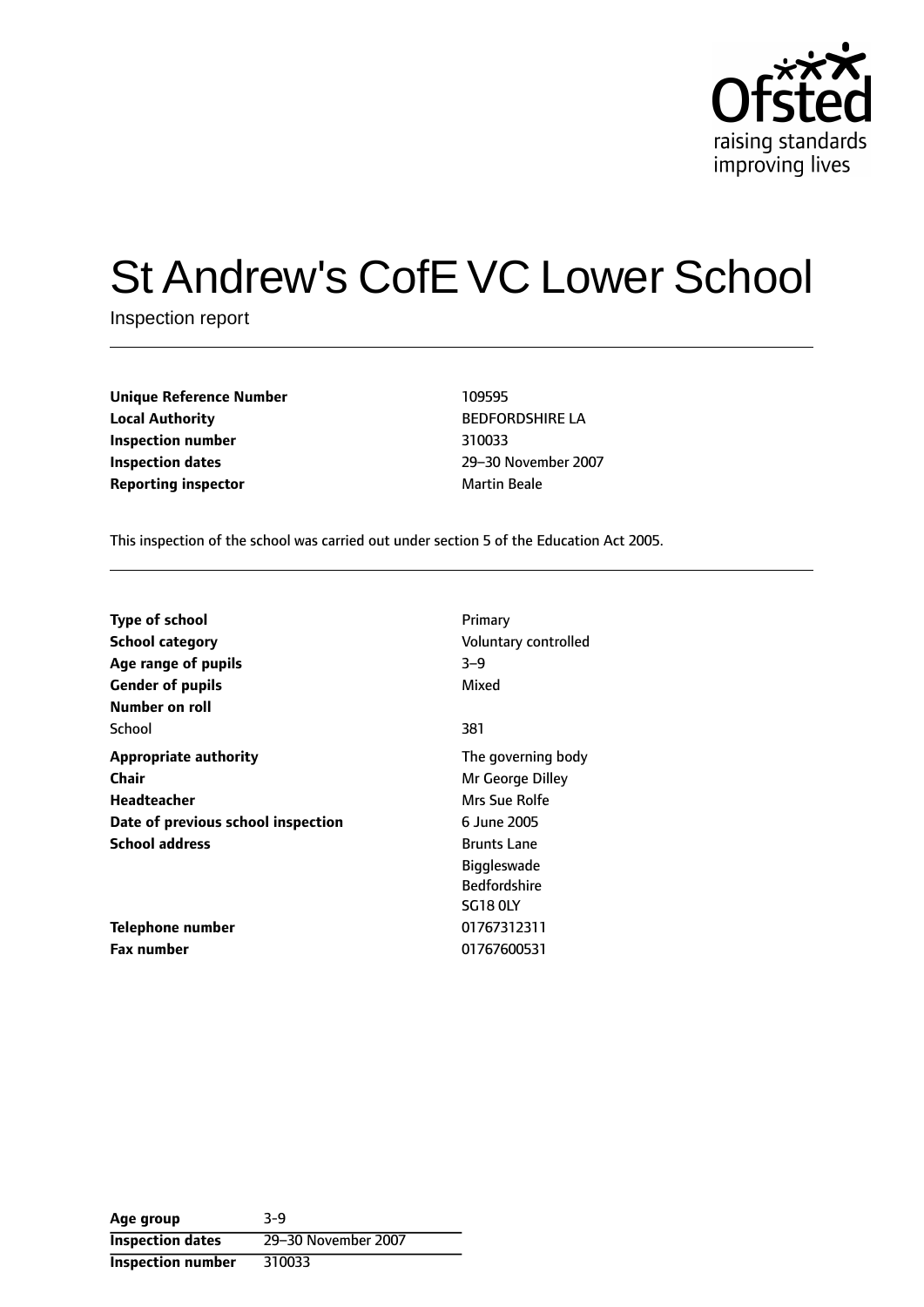# St Andrew's CofE VC Lower School

Inspection report

| | |
|---|---|
| **Unique Reference Number** | 109595 |
| **Local Authority** | BEDFORDSHIRE LA |
| **Inspection number** | 310033 |
| **Inspection dates** | 29–30 November 2007 |
| **Reporting inspector** | Martin Beale |

This inspection of the school was carried out under section 5 of the Education Act 2005.

| | |
|---|---|
| **Type of school** | Primary |
| **School category** | Voluntary controlled |
| **Age range of pupils** | 3–9 |
| **Gender of pupils** | Mixed |
| **Number on roll** | |
| School | 381 |
| **Appropriate authority** | The governing body |
| **Chair** | Mr George Dilley |
| **Headteacher** | Mrs Sue Rolfe |
| **Date of previous school inspection** | 6 June 2005 |
| **School address** | Brunts Lane<br>Biggleswade<br>Bedfordshire<br>SG18 0LY |
| **Telephone number** | 01767312311 |
| **Fax number** | 01767600531 |

| | |
|---|---|
| **Age group** | 3-9 |
| **Inspection dates** | 29–30 November 2007 |
| **Inspection number** | 310033 |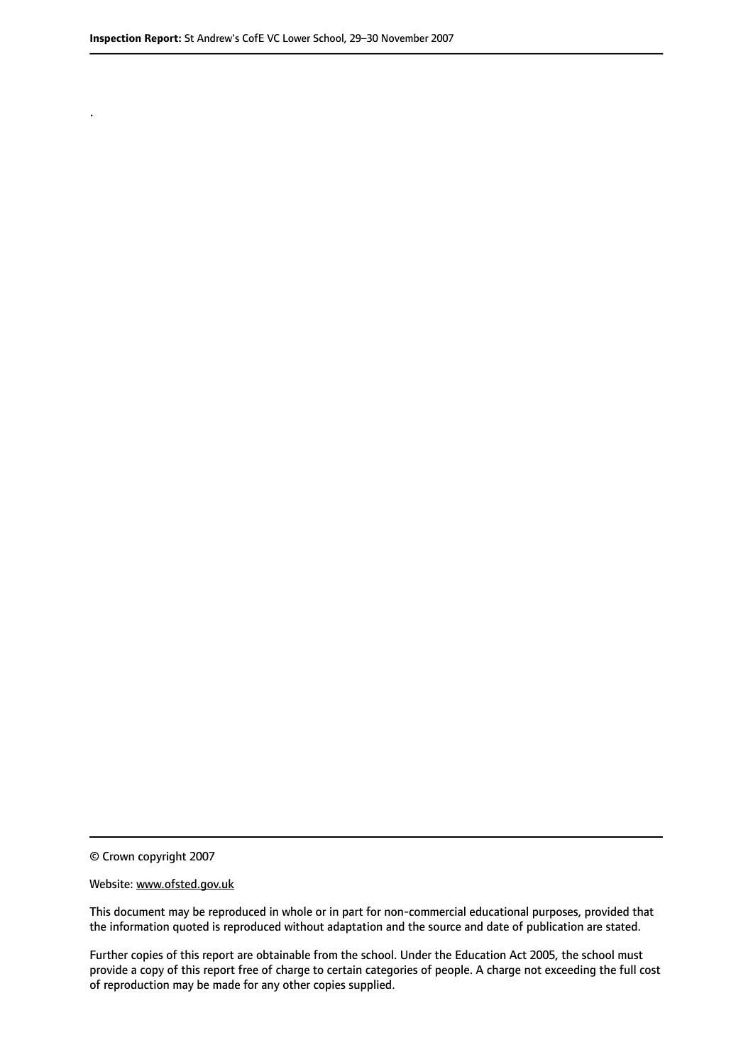.

© Crown copyright 2007

Website: www.ofsted.gov.uk

This document may be reproduced in whole or in part for non-commercial educational purposes, provided that the information quoted is reproduced without adaptation and the source and date of publication are stated.

Further copies of this report are obtainable from the school. Under the Education Act 2005, the school must provide a copy of this report free of charge to certain categories of people. A charge not exceeding the full cost of reproduction may be made for any other copies supplied.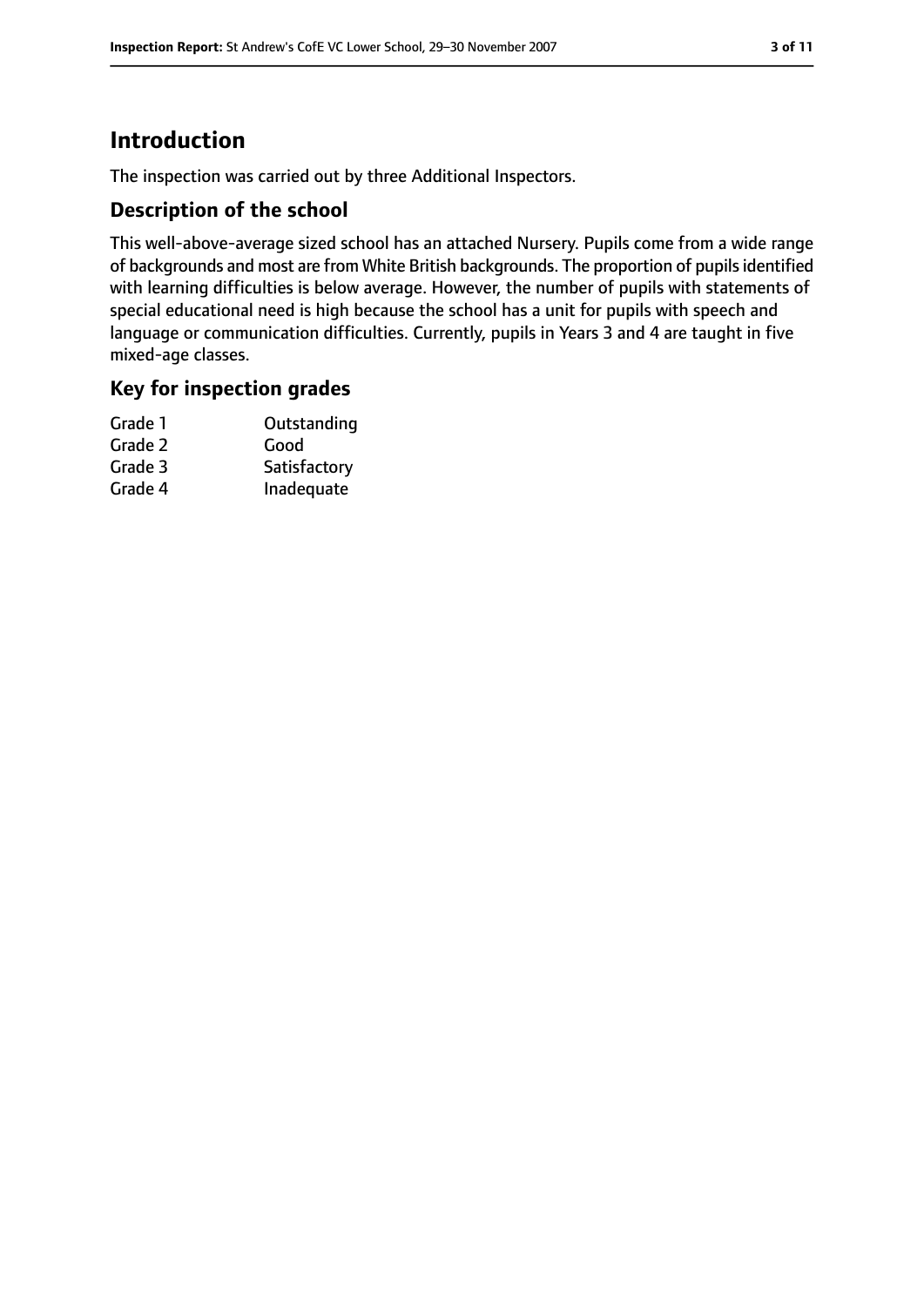# Introduction

The inspection was carried out by three Additional Inspectors.

## Description of the school

This well-above-average sized school has an attached Nursery. Pupils come from a wide range of backgrounds and most are from White British backgrounds. The proportion of pupils identified with learning difficulties is below average. However, the number of pupils with statements of special educational need is high because the school has a unit for pupils with speech and language or communication difficulties. Currently, pupils in Years 3 and 4 are taught in five mixed-age classes.

## Key for inspection grades

| | |
|---|---|
| Grade 1 | Outstanding |
| Grade 2 | Good |
| Grade 3 | Satisfactory |
| Grade 4 | Inadequate |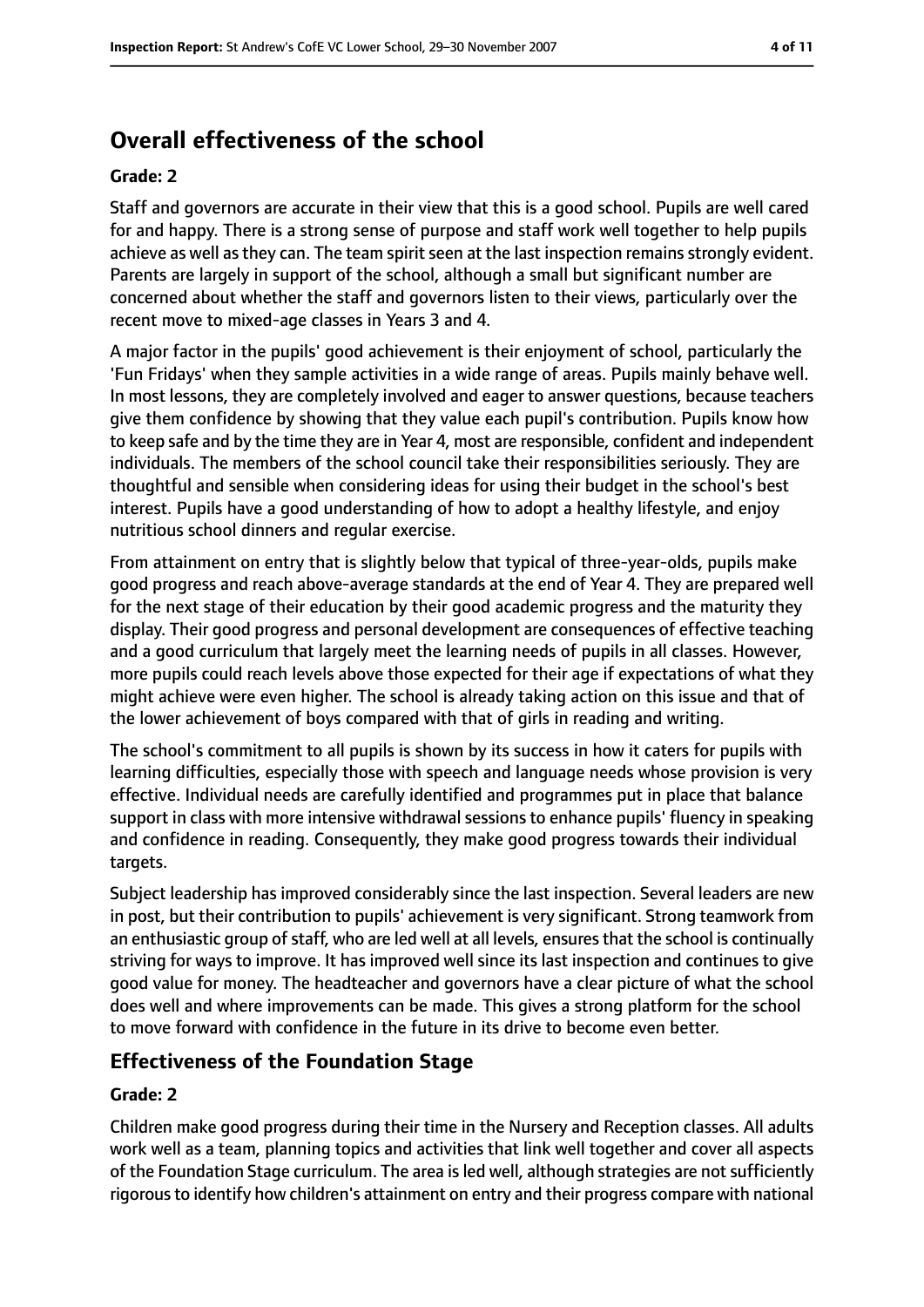## Overall effectiveness of the school

### Grade: 2

Staff and governors are accurate in their view that this is a good school. Pupils are well cared for and happy. There is a strong sense of purpose and staff work well together to help pupils achieve as well as they can. The team spirit seen at the last inspection remains strongly evident. Parents are largely in support of the school, although a small but significant number are concerned about whether the staff and governors listen to their views, particularly over the recent move to mixed-age classes in Years 3 and 4.

A major factor in the pupils' good achievement is their enjoyment of school, particularly the 'Fun Fridays' when they sample activities in a wide range of areas. Pupils mainly behave well. In most lessons, they are completely involved and eager to answer questions, because teachers give them confidence by showing that they value each pupil's contribution. Pupils know how to keep safe and by the time they are in Year 4, most are responsible, confident and independent individuals. The members of the school council take their responsibilities seriously. They are thoughtful and sensible when considering ideas for using their budget in the school's best interest. Pupils have a good understanding of how to adopt a healthy lifestyle, and enjoy nutritious school dinners and regular exercise.

From attainment on entry that is slightly below that typical of three-year-olds, pupils make good progress and reach above-average standards at the end of Year 4. They are prepared well for the next stage of their education by their good academic progress and the maturity they display. Their good progress and personal development are consequences of effective teaching and a good curriculum that largely meet the learning needs of pupils in all classes. However, more pupils could reach levels above those expected for their age if expectations of what they might achieve were even higher. The school is already taking action on this issue and that of the lower achievement of boys compared with that of girls in reading and writing.

The school's commitment to all pupils is shown by its success in how it caters for pupils with learning difficulties, especially those with speech and language needs whose provision is very effective. Individual needs are carefully identified and programmes put in place that balance support in class with more intensive withdrawal sessions to enhance pupils' fluency in speaking and confidence in reading. Consequently, they make good progress towards their individual targets.

Subject leadership has improved considerably since the last inspection. Several leaders are new in post, but their contribution to pupils' achievement is very significant. Strong teamwork from an enthusiastic group of staff, who are led well at all levels, ensures that the school is continually striving for ways to improve. It has improved well since its last inspection and continues to give good value for money. The headteacher and governors have a clear picture of what the school does well and where improvements can be made. This gives a strong platform for the school to move forward with confidence in the future in its drive to become even better.

## Effectiveness of the Foundation Stage

### Grade: 2

Children make good progress during their time in the Nursery and Reception classes. All adults work well as a team, planning topics and activities that link well together and cover all aspects of the Foundation Stage curriculum. The area is led well, although strategies are not sufficiently rigorous to identify how children's attainment on entry and their progress compare with national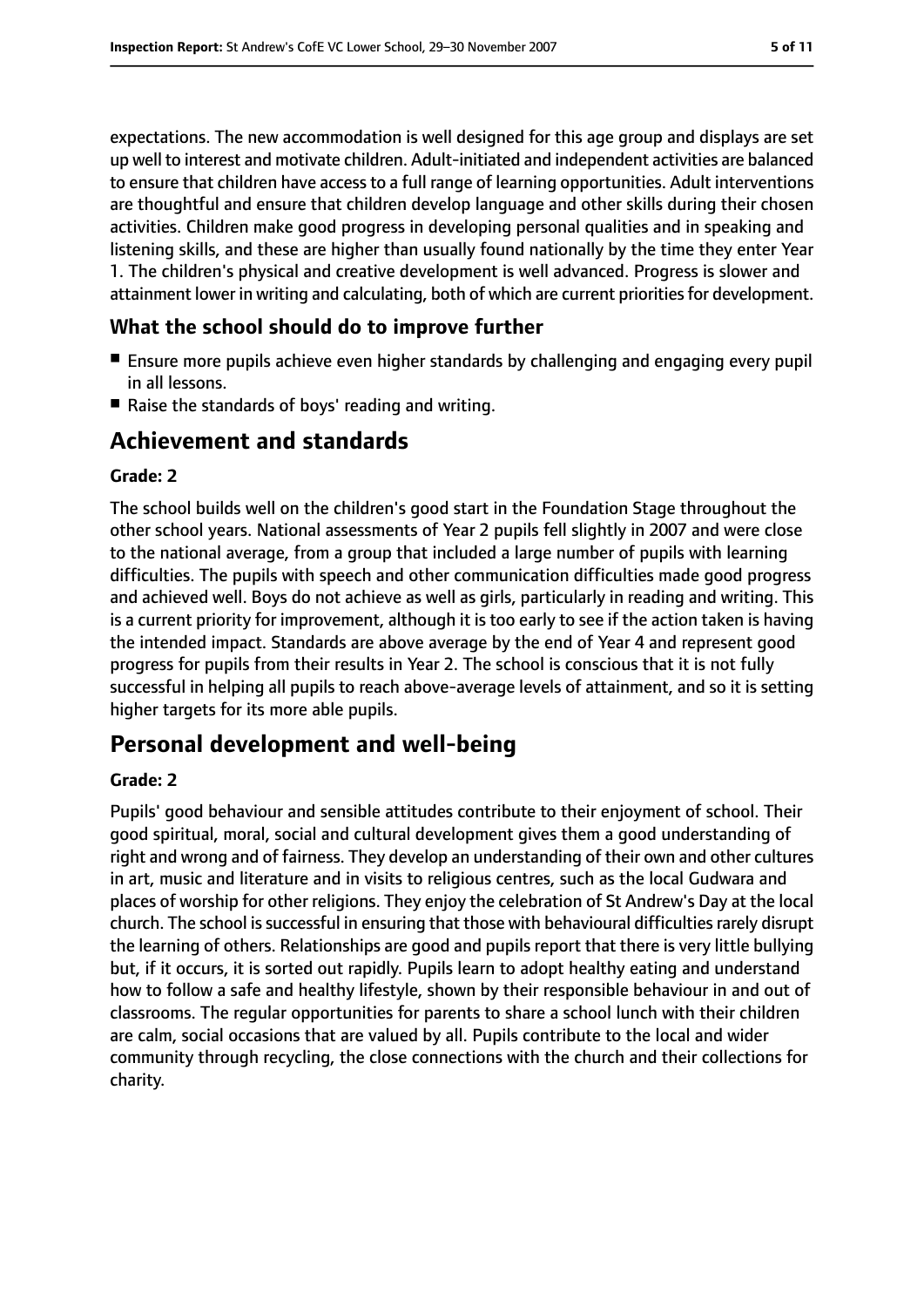expectations. The new accommodation is well designed for this age group and displays are set up well to interest and motivate children. Adult-initiated and independent activities are balanced to ensure that children have access to a full range of learning opportunities. Adult interventions are thoughtful and ensure that children develop language and other skills during their chosen activities. Children make good progress in developing personal qualities and in speaking and listening skills, and these are higher than usually found nationally by the time they enter Year 1. The children's physical and creative development is well advanced. Progress is slower and attainment lower in writing and calculating, both of which are current priorities for development.

### What the school should do to improve further

- Ensure more pupils achieve even higher standards by challenging and engaging every pupil in all lessons.
- Raise the standards of boys' reading and writing.

## Achievement and standards

**Grade: 2**

The school builds well on the children's good start in the Foundation Stage throughout the other school years. National assessments of Year 2 pupils fell slightly in 2007 and were close to the national average, from a group that included a large number of pupils with learning difficulties. The pupils with speech and other communication difficulties made good progress and achieved well. Boys do not achieve as well as girls, particularly in reading and writing. This is a current priority for improvement, although it is too early to see if the action taken is having the intended impact. Standards are above average by the end of Year 4 and represent good progress for pupils from their results in Year 2. The school is conscious that it is not fully successful in helping all pupils to reach above-average levels of attainment, and so it is setting higher targets for its more able pupils.

## Personal development and well-being

**Grade: 2**

Pupils' good behaviour and sensible attitudes contribute to their enjoyment of school. Their good spiritual, moral, social and cultural development gives them a good understanding of right and wrong and of fairness. They develop an understanding of their own and other cultures in art, music and literature and in visits to religious centres, such as the local Gudwara and places of worship for other religions. They enjoy the celebration of St Andrew's Day at the local church. The school is successful in ensuring that those with behavioural difficulties rarely disrupt the learning of others. Relationships are good and pupils report that there is very little bullying but, if it occurs, it is sorted out rapidly. Pupils learn to adopt healthy eating and understand how to follow a safe and healthy lifestyle, shown by their responsible behaviour in and out of classrooms. The regular opportunities for parents to share a school lunch with their children are calm, social occasions that are valued by all. Pupils contribute to the local and wider community through recycling, the close connections with the church and their collections for charity.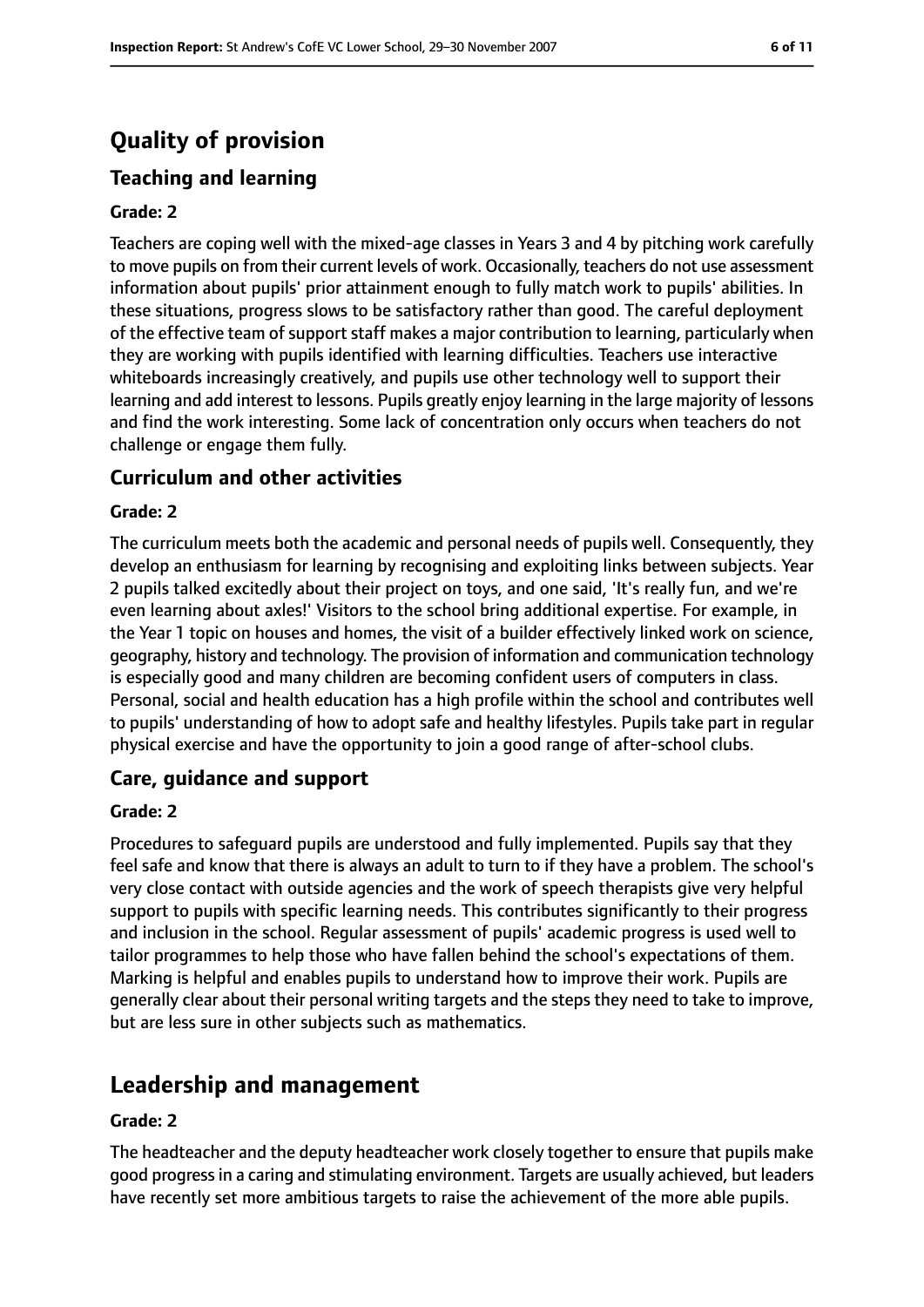# Quality of provision

## Teaching and learning

**Grade: 2**

Teachers are coping well with the mixed-age classes in Years 3 and 4 by pitching work carefully to move pupils on from their current levels of work. Occasionally, teachers do not use assessment information about pupils' prior attainment enough to fully match work to pupils' abilities. In these situations, progress slows to be satisfactory rather than good. The careful deployment of the effective team of support staff makes a major contribution to learning, particularly when they are working with pupils identified with learning difficulties. Teachers use interactive whiteboards increasingly creatively, and pupils use other technology well to support their learning and add interest to lessons. Pupils greatly enjoy learning in the large majority of lessons and find the work interesting. Some lack of concentration only occurs when teachers do not challenge or engage them fully.

## Curriculum and other activities

**Grade: 2**

The curriculum meets both the academic and personal needs of pupils well. Consequently, they develop an enthusiasm for learning by recognising and exploiting links between subjects. Year 2 pupils talked excitedly about their project on toys, and one said, 'It's really fun, and we're even learning about axles!' Visitors to the school bring additional expertise. For example, in the Year 1 topic on houses and homes, the visit of a builder effectively linked work on science, geography, history and technology. The provision of information and communication technology is especially good and many children are becoming confident users of computers in class. Personal, social and health education has a high profile within the school and contributes well to pupils' understanding of how to adopt safe and healthy lifestyles. Pupils take part in regular physical exercise and have the opportunity to join a good range of after-school clubs.

## Care, guidance and support

**Grade: 2**

Procedures to safeguard pupils are understood and fully implemented. Pupils say that they feel safe and know that there is always an adult to turn to if they have a problem. The school's very close contact with outside agencies and the work of speech therapists give very helpful support to pupils with specific learning needs. This contributes significantly to their progress and inclusion in the school. Regular assessment of pupils' academic progress is used well to tailor programmes to help those who have fallen behind the school's expectations of them. Marking is helpful and enables pupils to understand how to improve their work. Pupils are generally clear about their personal writing targets and the steps they need to take to improve, but are less sure in other subjects such as mathematics.

# Leadership and management

**Grade: 2**

The headteacher and the deputy headteacher work closely together to ensure that pupils make good progress in a caring and stimulating environment. Targets are usually achieved, but leaders have recently set more ambitious targets to raise the achievement of the more able pupils.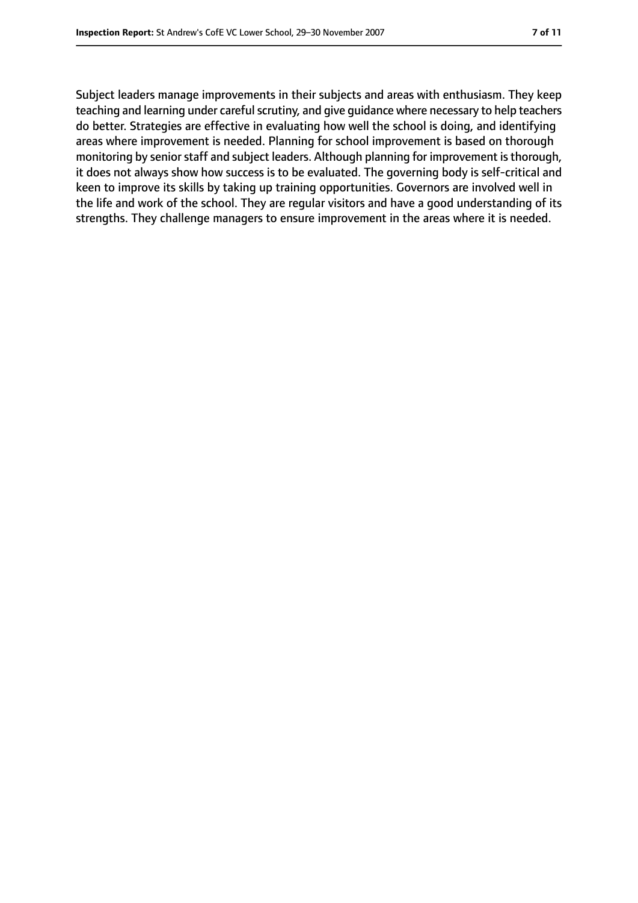Subject leaders manage improvements in their subjects and areas with enthusiasm. They keep teaching and learning under careful scrutiny, and give guidance where necessary to help teachers do better. Strategies are effective in evaluating how well the school is doing, and identifying areas where improvement is needed. Planning for school improvement is based on thorough monitoring by senior staff and subject leaders. Although planning for improvement is thorough, it does not always show how success is to be evaluated. The governing body is self-critical and keen to improve its skills by taking up training opportunities. Governors are involved well in the life and work of the school. They are regular visitors and have a good understanding of its strengths. They challenge managers to ensure improvement in the areas where it is needed.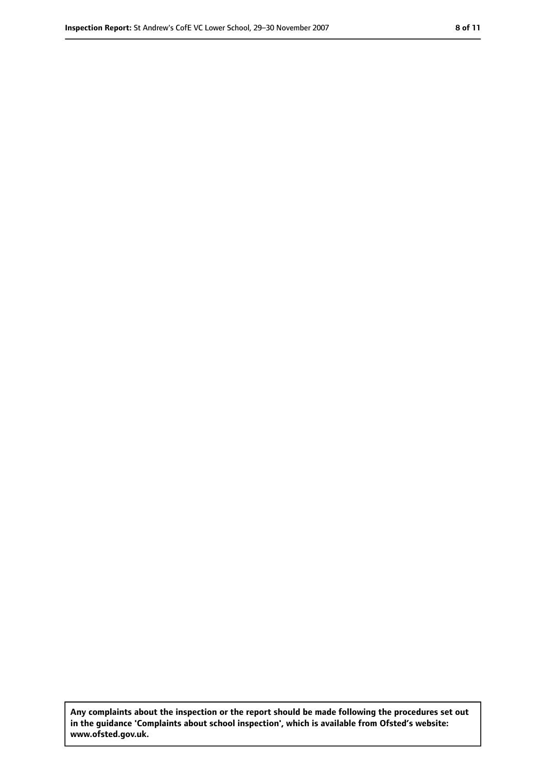**Any complaints about the inspection or the report should be made following the procedures set out in the guidance 'Complaints about school inspection', which is available from Ofsted's website: www.ofsted.gov.uk.**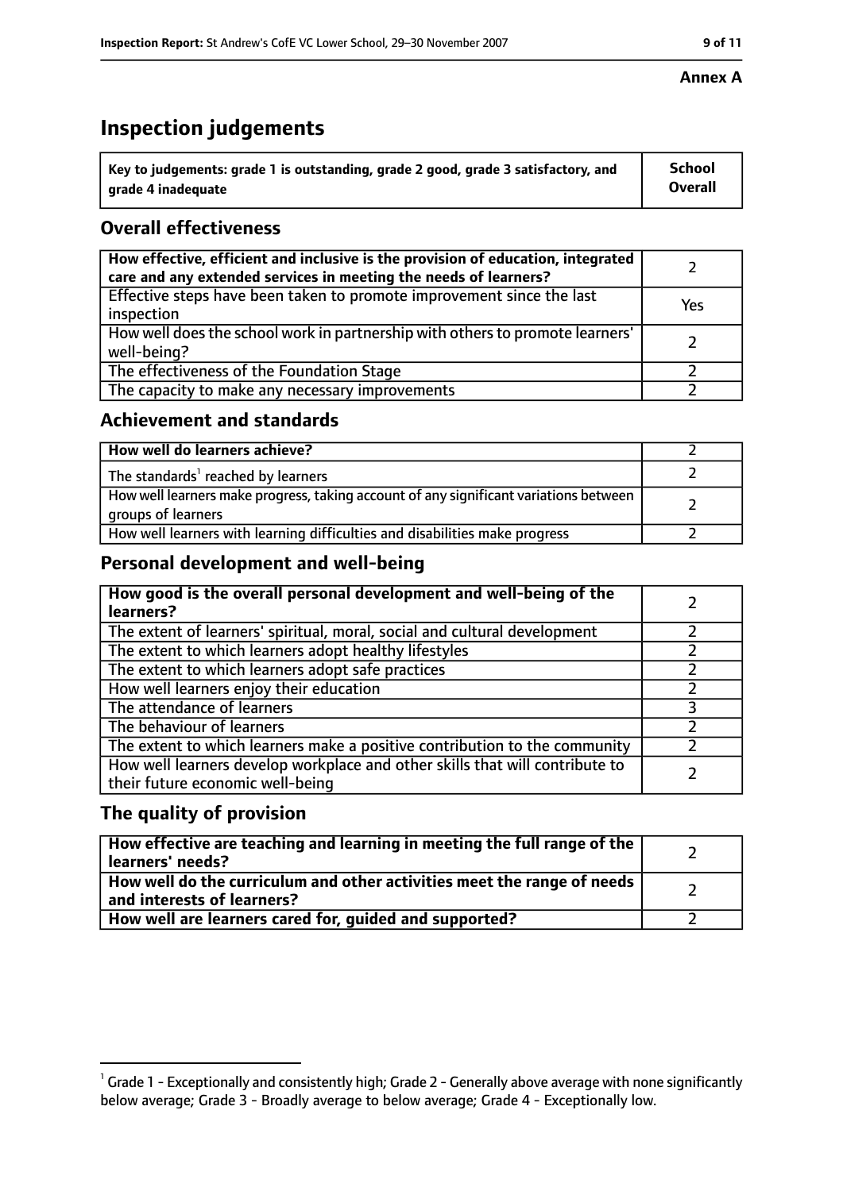**Annex A**

# Inspection judgements

| Key to judgements: grade 1 is outstanding, grade 2 good, grade 3 satisfactory, and grade 4 inadequate | School Overall |
|---|---|

## Overall effectiveness

| | |
|---|---|
| How effective, efficient and inclusive is the provision of education, integrated care and any extended services in meeting the needs of learners? | 2 |
| Effective steps have been taken to promote improvement since the last inspection | Yes |
| How well does the school work in partnership with others to promote learners' well-being? | 2 |
| The effectiveness of the Foundation Stage | 2 |
| The capacity to make any necessary improvements | 2 |

## Achievement and standards

| | |
|---|---|
| How well do learners achieve? | 2 |
| The standards[1] reached by learners | 2 |
| How well learners make progress, taking account of any significant variations between groups of learners | 2 |
| How well learners with learning difficulties and disabilities make progress | 2 |

## Personal development and well-being

| | |
|---|---|
| How good is the overall personal development and well-being of the learners? | 2 |
| The extent of learners' spiritual, moral, social and cultural development | 2 |
| The extent to which learners adopt healthy lifestyles | 2 |
| The extent to which learners adopt safe practices | 2 |
| How well learners enjoy their education | 2 |
| The attendance of learners | 3 |
| The behaviour of learners | 2 |
| The extent to which learners make a positive contribution to the community | 2 |
| How well learners develop workplace and other skills that will contribute to their future economic well-being | 2 |

## The quality of provision

| | |
|---|---|
| How effective are teaching and learning in meeting the full range of the learners' needs? | 2 |
| How well do the curriculum and other activities meet the range of needs and interests of learners? | 2 |
| How well are learners cared for, guided and supported? | 2 |

[1] Grade 1 - Exceptionally and consistently high; Grade 2 - Generally above average with none significantly below average; Grade 3 - Broadly average to below average; Grade 4 - Exceptionally low.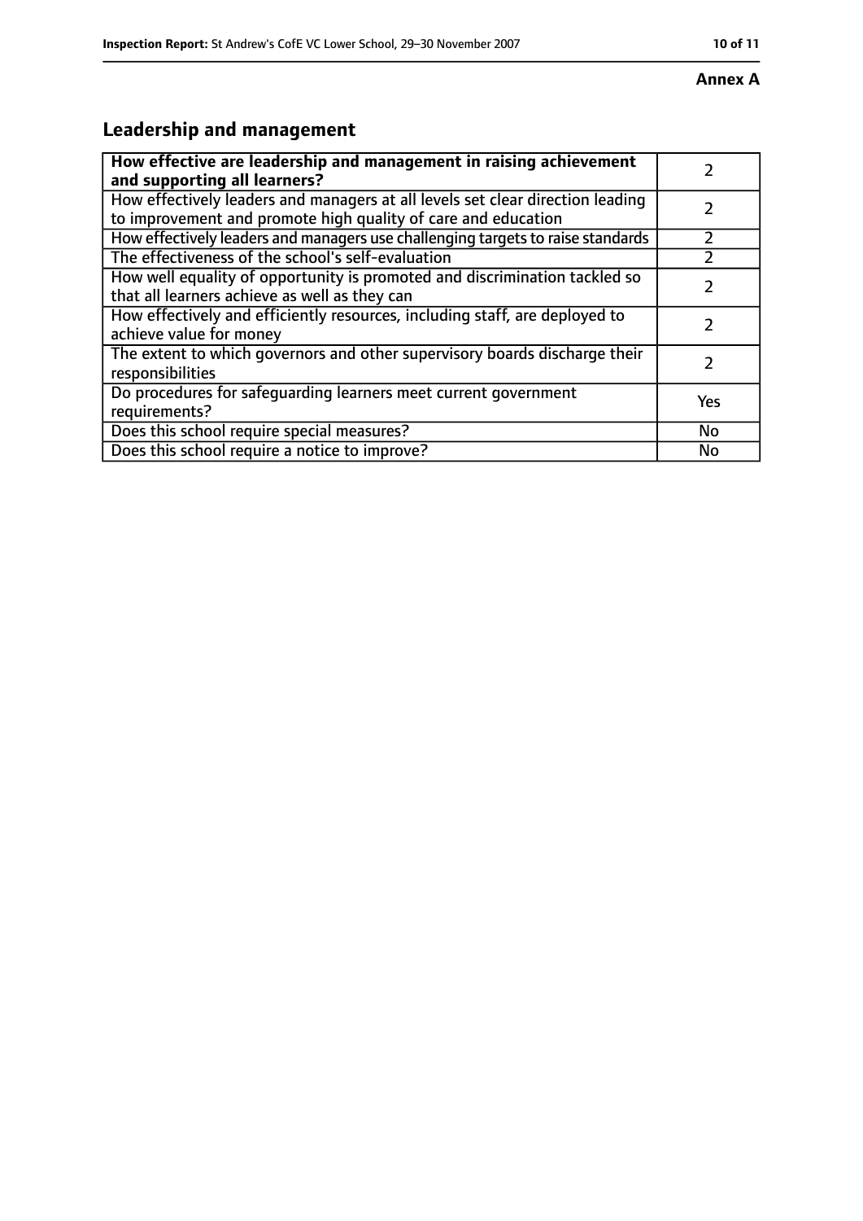**Annex A**

## Leadership and management

| **How effective are leadership and management in raising achievement and supporting all learners?** | 2 |
| --- | --- |
| How effectively leaders and managers at all levels set clear direction leading to improvement and promote high quality of care and education | 2 |
| How effectively leaders and managers use challenging targets to raise standards | 2 |
| The effectiveness of the school's self-evaluation | 2 |
| How well equality of opportunity is promoted and discrimination tackled so that all learners achieve as well as they can | 2 |
| How effectively and efficiently resources, including staff, are deployed to achieve value for money | 2 |
| The extent to which governors and other supervisory boards discharge their responsibilities | 2 |
| Do procedures for safeguarding learners meet current government requirements? | Yes |
| Does this school require special measures? | No |
| Does this school require a notice to improve? | No |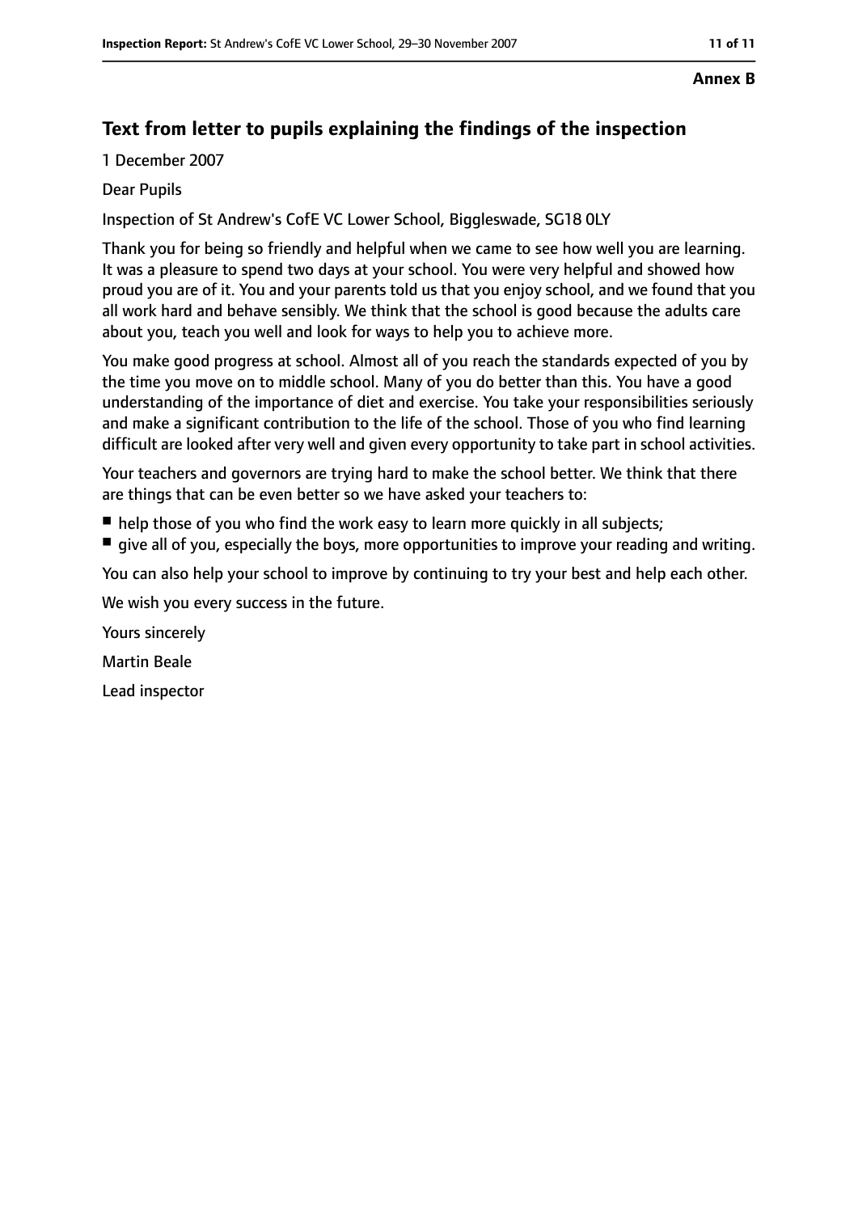Annex B

## Text from letter to pupils explaining the findings of the inspection

1 December 2007

Dear Pupils

Inspection of St Andrew's CofE VC Lower School, Biggleswade, SG18 0LY

Thank you for being so friendly and helpful when we came to see how well you are learning. It was a pleasure to spend two days at your school. You were very helpful and showed how proud you are of it. You and your parents told us that you enjoy school, and we found that you all work hard and behave sensibly. We think that the school is good because the adults care about you, teach you well and look for ways to help you to achieve more.

You make good progress at school. Almost all of you reach the standards expected of you by the time you move on to middle school. Many of you do better than this. You have a good understanding of the importance of diet and exercise. You take your responsibilities seriously and make a significant contribution to the life of the school. Those of you who find learning difficult are looked after very well and given every opportunity to take part in school activities.

Your teachers and governors are trying hard to make the school better. We think that there are things that can be even better so we have asked your teachers to:

- help those of you who find the work easy to learn more quickly in all subjects;
- give all of you, especially the boys, more opportunities to improve your reading and writing.

You can also help your school to improve by continuing to try your best and help each other.

We wish you every success in the future.

Yours sincerely

Martin Beale

Lead inspector